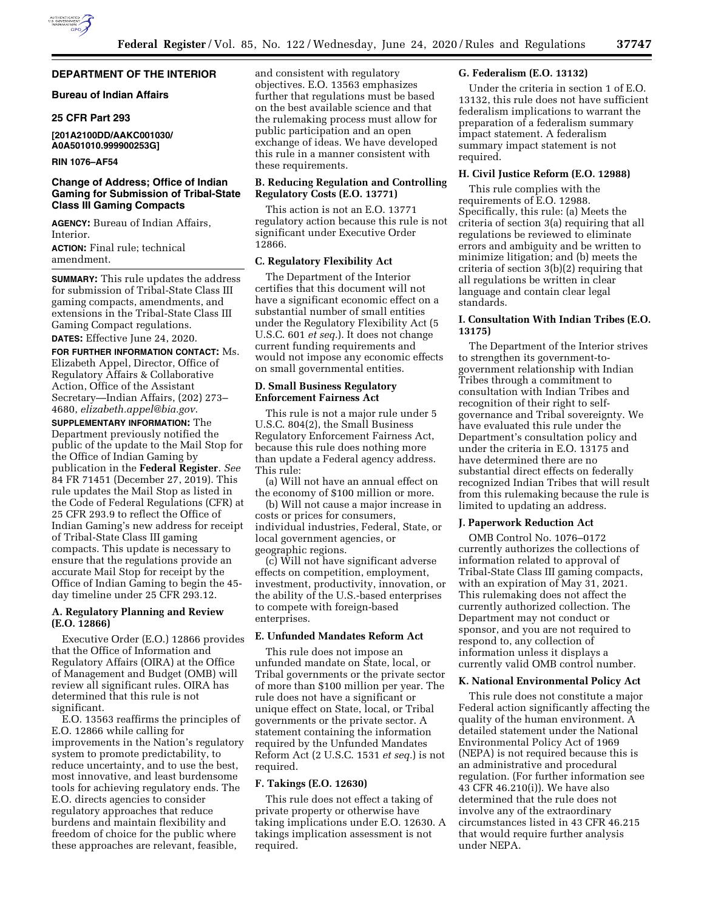## DEPARTMENT OF THE INTERIOR

### Bureau of Indian Affairs

### 25 CFR Part 293

**[201A2100DD/AAKC001030/ A0A501010.999900253G]**

**RIN 1076–AF54**

### Change of Address; Office of Indian Gaming for Submission of Tribal-State Class III Gaming Compacts

**AGENCY:** Bureau of Indian Affairs, Interior.

**ACTION:** Final rule; technical amendment.

**SUMMARY:** This rule updates the address for submission of Tribal-State Class III gaming compacts, amendments, and extensions in the Tribal-State Class III Gaming Compact regulations.

**DATES:** Effective June 24, 2020.

**FOR FURTHER INFORMATION CONTACT:** Ms. Elizabeth Appel, Director, Office of Regulatory Affairs & Collaborative Action, Office of the Assistant Secretary—Indian Affairs, (202) 273–4680, *elizabeth.appel@bia.gov*.

**SUPPLEMENTARY INFORMATION:** The Department previously notified the public of the update to the Mail Stop for the Office of Indian Gaming by publication in the **Federal Register**. *See* 84 FR 71451 (December 27, 2019). This rule updates the Mail Stop as listed in the Code of Federal Regulations (CFR) at 25 CFR 293.9 to reflect the Office of Indian Gaming's new address for receipt of Tribal-State Class III gaming compacts. This update is necessary to ensure that the regulations provide an accurate Mail Stop for receipt by the Office of Indian Gaming to begin the 45-day timeline under 25 CFR 293.12.

#### A. Regulatory Planning and Review (E.O. 12866)

Executive Order (E.O.) 12866 provides that the Office of Information and Regulatory Affairs (OIRA) at the Office of Management and Budget (OMB) will review all significant rules. OIRA has determined that this rule is not significant.

E.O. 13563 reaffirms the principles of E.O. 12866 while calling for improvements in the Nation's regulatory system to promote predictability, to reduce uncertainty, and to use the best, most innovative, and least burdensome tools for achieving regulatory ends. The E.O. directs agencies to consider regulatory approaches that reduce burdens and maintain flexibility and freedom of choice for the public where these approaches are relevant, feasible, and consistent with regulatory objectives. E.O. 13563 emphasizes further that regulations must be based on the best available science and that the rulemaking process must allow for public participation and an open exchange of ideas. We have developed this rule in a manner consistent with these requirements.

#### B. Reducing Regulation and Controlling Regulatory Costs (E.O. 13771)

This action is not an E.O. 13771 regulatory action because this rule is not significant under Executive Order 12866.

#### C. Regulatory Flexibility Act

The Department of the Interior certifies that this document will not have a significant economic effect on a substantial number of small entities under the Regulatory Flexibility Act (5 U.S.C. 601 *et seq.*). It does not change current funding requirements and would not impose any economic effects on small governmental entities.

#### D. Small Business Regulatory Enforcement Fairness Act

This rule is not a major rule under 5 U.S.C. 804(2), the Small Business Regulatory Enforcement Fairness Act, because this rule does nothing more than update a Federal agency address. This rule:

(a) Will not have an annual effect on the economy of $100 million or more.

(b) Will not cause a major increase in costs or prices for consumers, individual industries, Federal, State, or local government agencies, or geographic regions.

(c) Will not have significant adverse effects on competition, employment, investment, productivity, innovation, or the ability of the U.S.-based enterprises to compete with foreign-based enterprises.

#### E. Unfunded Mandates Reform Act

This rule does not impose an unfunded mandate on State, local, or Tribal governments or the private sector of more than $100 million per year. The rule does not have a significant or unique effect on State, local, or Tribal governments or the private sector. A statement containing the information required by the Unfunded Mandates Reform Act (2 U.S.C. 1531 *et seq.*) is not required.

#### F. Takings (E.O. 12630)

This rule does not effect a taking of private property or otherwise have takings implications under E.O. 12630. A takings implication assessment is not required.

#### G. Federalism (E.O. 13132)

Under the criteria in section 1 of E.O. 13132, this rule does not have sufficient federalism implications to warrant the preparation of a federalism summary impact statement. A federalism summary impact statement is not required.

#### H. Civil Justice Reform (E.O. 12988)

This rule complies with the requirements of E.O. 12988. Specifically, this rule: (a) Meets the criteria of section 3(a) requiring that all regulations be reviewed to eliminate errors and ambiguity and be written to minimize litigation; and (b) meets the criteria of section 3(b)(2) requiring that all regulations be written in clear language and contain clear legal standards.

#### I. Consultation With Indian Tribes (E.O. 13175)

The Department of the Interior strives to strengthen its government-to-government relationship with Indian Tribes through a commitment to consultation with Indian Tribes and recognition of their right to self-governance and Tribal sovereignty. We have evaluated this rule under the Department's consultation policy and under the criteria in E.O. 13175 and have determined there are no substantial direct effects on federally recognized Indian Tribes that will result from this rulemaking because the rule is limited to updating an address.

#### J. Paperwork Reduction Act

OMB Control No. 1076–0172 currently authorizes the collections of information related to approval of Tribal-State Class III gaming compacts, with an expiration of May 31, 2021. This rulemaking does not affect the currently authorized collection. The Department may not conduct or sponsor, and you are not required to respond to, any collection of information unless it displays a currently valid OMB control number.

#### K. National Environmental Policy Act

This rule does not constitute a major Federal action significantly affecting the quality of the human environment. A detailed statement under the National Environmental Policy Act of 1969 (NEPA) is not required because this is an administrative and procedural regulation. (For further information see 43 CFR 46.210(i)). We have also determined that the rule does not involve any of the extraordinary circumstances listed in 43 CFR 46.215 that would require further analysis under NEPA.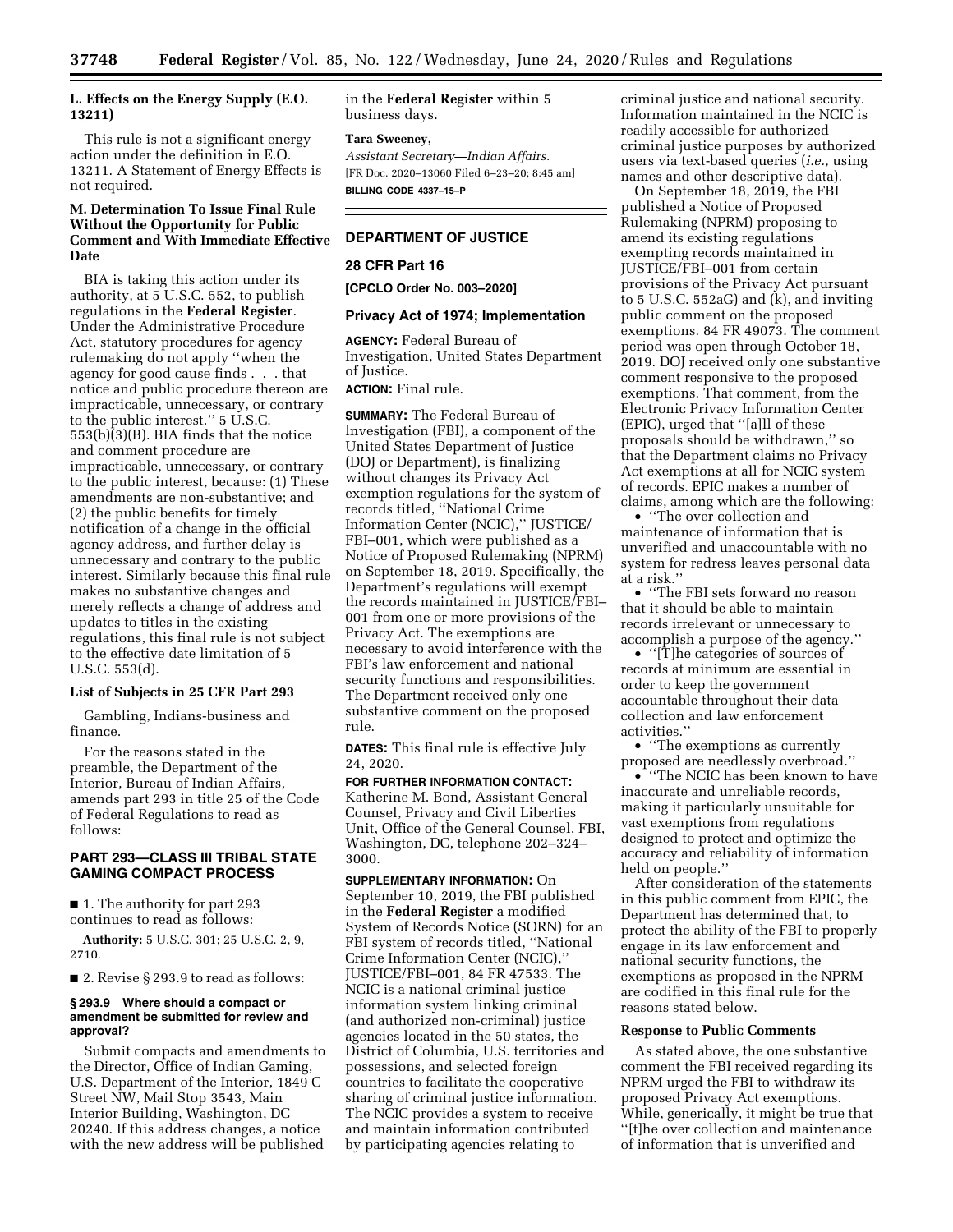**L. Effects on the Energy Supply (E.O. 13211)**

This rule is not a significant energy action under the definition in E.O. 13211. A Statement of Energy Effects is not required.

**M. Determination To Issue Final Rule Without the Opportunity for Public Comment and With Immediate Effective Date**

BIA is taking this action under its authority, at 5 U.S.C. 552, to publish regulations in the **Federal Register**. Under the Administrative Procedure Act, statutory procedures for agency rulemaking do not apply ''when the agency for good cause finds . . . that notice and public procedure thereon are impracticable, unnecessary, or contrary to the public interest.'' 5 U.S.C. 553(b)(3)(B). BIA finds that the notice and comment procedure are impracticable, unnecessary, or contrary to the public interest, because: (1) These amendments are non-substantive; and (2) the public benefits for timely notification of a change in the official agency address, and further delay is unnecessary and contrary to the public interest. Similarly because this final rule makes no substantive changes and merely reflects a change of address and updates to titles in the existing regulations, this final rule is not subject to the effective date limitation of 5 U.S.C. 553(d).

**List of Subjects in 25 CFR Part 293**

Gambling, Indians-business and finance.

For the reasons stated in the preamble, the Department of the Interior, Bureau of Indian Affairs, amends part 293 in title 25 of the Code of Federal Regulations to read as follows:

## PART 293—CLASS III TRIBAL STATE GAMING COMPACT PROCESS

■ 1. The authority for part 293 continues to read as follows:

**Authority:** 5 U.S.C. 301; 25 U.S.C. 2, 9, 2710.

■ 2. Revise § 293.9 to read as follows:

**§ 293.9 Where should a compact or amendment be submitted for review and approval?**

Submit compacts and amendments to the Director, Office of Indian Gaming, U.S. Department of the Interior, 1849 C Street NW, Mail Stop 3543, Main Interior Building, Washington, DC 20240. If this address changes, a notice with the new address will be published in the **Federal Register** within 5 business days.

**Tara Sweeney,**

*Assistant Secretary—Indian Affairs.*

[FR Doc. 2020–13060 Filed 6–23–20; 8:45 am]

**BILLING CODE 4337–15–P**

## DEPARTMENT OF JUSTICE

### 28 CFR Part 16

**[CPCLO Order No. 003–2020]**

### Privacy Act of 1974; Implementation

**AGENCY:** Federal Bureau of Investigation, United States Department of Justice.

**ACTION:** Final rule.

**SUMMARY:** The Federal Bureau of Investigation (FBI), a component of the United States Department of Justice (DOJ or Department), is finalizing without changes its Privacy Act exemption regulations for the system of records titled, ''National Crime Information Center (NCIC),'' JUSTICE/FBI–001, which were published as a Notice of Proposed Rulemaking (NPRM) on September 18, 2019. Specifically, the Department's regulations will exempt the records maintained in JUSTICE/FBI–001 from one or more provisions of the Privacy Act. The exemptions are necessary to avoid interference with the FBI's law enforcement and national security functions and responsibilities. The Department received only one substantive comment on the proposed rule.

**DATES:** This final rule is effective July 24, 2020.

**FOR FURTHER INFORMATION CONTACT:** Katherine M. Bond, Assistant General Counsel, Privacy and Civil Liberties Unit, Office of the General Counsel, FBI, Washington, DC, telephone 202–324–3000.

**SUPPLEMENTARY INFORMATION:** On September 10, 2019, the FBI published in the **Federal Register** a modified System of Records Notice (SORN) for an FBI system of records titled, ''National Crime Information Center (NCIC),'' JUSTICE/FBI–001, 84 FR 47533. The NCIC is a national criminal justice information system linking criminal (and authorized non-criminal) justice agencies located in the 50 states, the District of Columbia, U.S. territories and possessions, and selected foreign countries to facilitate the cooperative sharing of criminal justice information. The NCIC provides a system to receive and maintain information contributed by participating agencies relating to criminal justice and national security. Information maintained in the NCIC is readily accessible for authorized criminal justice purposes by authorized users via text-based queries (*i.e.,* using names and other descriptive data).

On September 18, 2019, the FBI published a Notice of Proposed Rulemaking (NPRM) proposing to amend its existing regulations exempting records maintained in JUSTICE/FBI–001 from certain provisions of the Privacy Act pursuant to 5 U.S.C. 552aG) and (k), and inviting public comment on the proposed exemptions. 84 FR 49073. The comment period was open through October 18, 2019. DOJ received only one substantive comment responsive to the proposed exemptions. That comment, from the Electronic Privacy Information Center (EPIC), urged that ''[a]ll of these proposals should be withdrawn,'' so that the Department claims no Privacy Act exemptions at all for NCIC system of records. EPIC makes a number of claims, among which are the following:

- ''The over collection and maintenance of information that is unverified and unaccountable with no system for redress leaves personal data at a risk.''
- ''The FBI sets forward no reason that it should be able to maintain records irrelevant or unnecessary to accomplish a purpose of the agency.''
- ''[T]he categories of sources of records at minimum are essential in order to keep the government accountable throughout their data collection and law enforcement activities.''
- ''The exemptions as currently proposed are needlessly overbroad.''
- ''The NCIC has been known to have inaccurate and unreliable records, making it particularly unsuitable for vast exemptions from regulations designed to protect and optimize the accuracy and reliability of information held on people.''

After consideration of the statements in this public comment from EPIC, the Department has determined that, to protect the ability of the FBI to properly engage in its law enforcement and national security functions, the exemptions as proposed in the NPRM are codified in this final rule for the reasons stated below.

**Response to Public Comments**

As stated above, the one substantive comment the FBI received regarding its NPRM urged the FBI to withdraw its proposed Privacy Act exemptions. While, generically, it might be true that ''[t]he over collection and maintenance of information that is unverified and